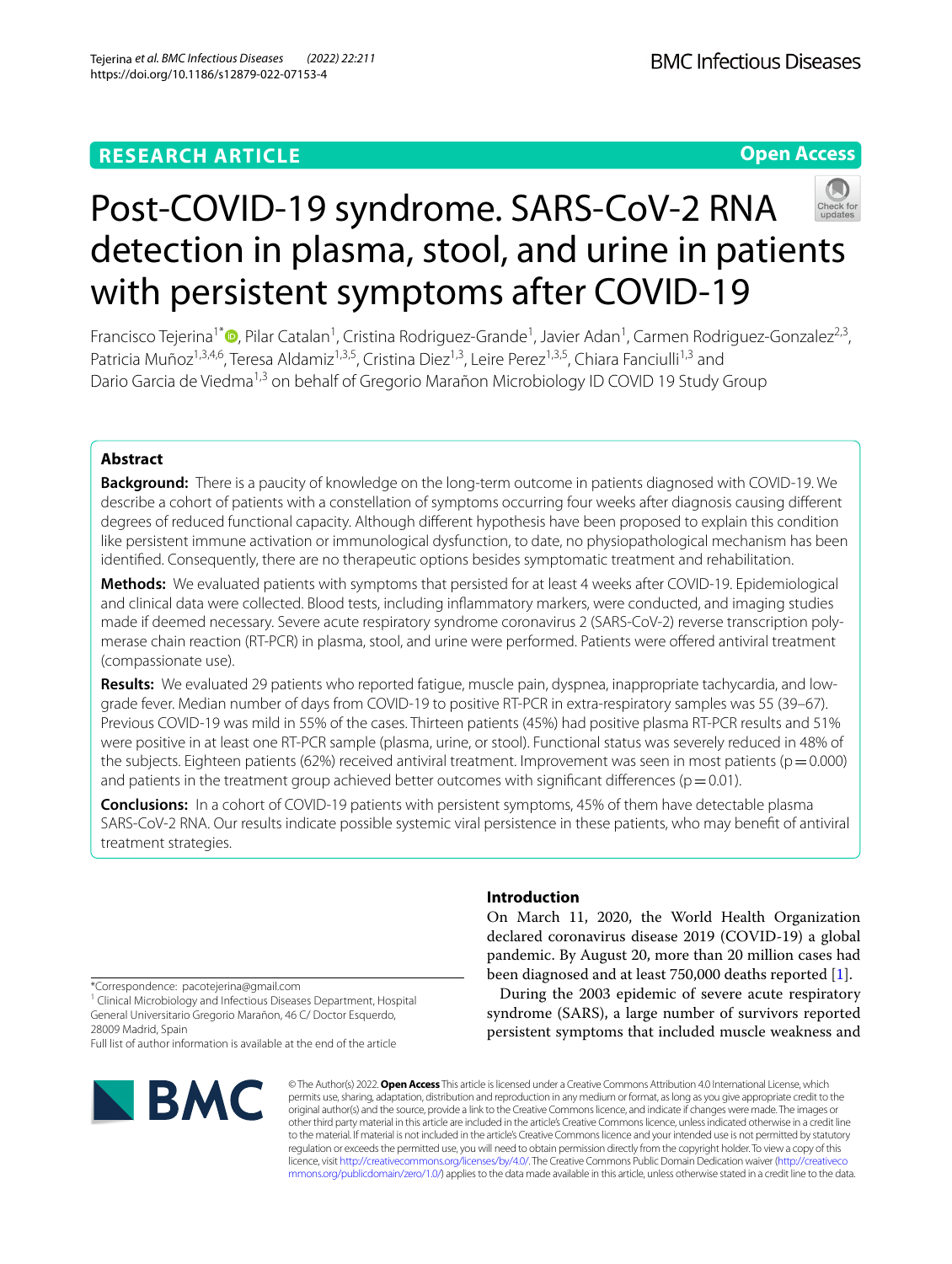RESEARCH ARTICLE

Open Access

# Post-COVID-19 syndrome. SARS-CoV-2 RNA detection in plasma, stool, and urine in patients with persistent symptoms after COVID-19

Francisco Tejerina[1*], Pilar Catalan[1], Cristina Rodriguez-Grande[1], Javier Adan[1], Carmen Rodriguez-Gonzalez[2,3], Patricia Muñoz[1,3,4,6], Teresa Aldamiz[1,3,5], Cristina Diez[1,3], Leire Perez[1,3,5], Chiara Fanciulli[1,3] and Dario Garcia de Viedma[1,3] on behalf of Gregorio Marañon Microbiology ID COVID 19 Study Group

## Abstract

**Background:** There is a paucity of knowledge on the long-term outcome in patients diagnosed with COVID-19. We describe a cohort of patients with a constellation of symptoms occurring four weeks after diagnosis causing different degrees of reduced functional capacity. Although different hypothesis have been proposed to explain this condition like persistent immune activation or immunological dysfunction, to date, no physiopathological mechanism has been identified. Consequently, there are no therapeutic options besides symptomatic treatment and rehabilitation.

**Methods:** We evaluated patients with symptoms that persisted for at least 4 weeks after COVID-19. Epidemiological and clinical data were collected. Blood tests, including inflammatory markers, were conducted, and imaging studies made if deemed necessary. Severe acute respiratory syndrome coronavirus 2 (SARS-CoV-2) reverse transcription polymerase chain reaction (RT-PCR) in plasma, stool, and urine were performed. Patients were offered antiviral treatment (compassionate use).

**Results:** We evaluated 29 patients who reported fatigue, muscle pain, dyspnea, inappropriate tachycardia, and low-grade fever. Median number of days from COVID-19 to positive RT-PCR in extra-respiratory samples was 55 (39–67). Previous COVID-19 was mild in 55% of the cases. Thirteen patients (45%) had positive plasma RT-PCR results and 51% were positive in at least one RT-PCR sample (plasma, urine, or stool). Functional status was severely reduced in 48% of the subjects. Eighteen patients (62%) received antiviral treatment. Improvement was seen in most patients ($p=0.000$) and patients in the treatment group achieved better outcomes with significant differences ($p=0.01$).

**Conclusions:** In a cohort of COVID-19 patients with persistent symptoms, 45% of them have detectable plasma SARS-CoV-2 RNA. Our results indicate possible systemic viral persistence in these patients, who may benefit of antiviral treatment strategies.

## Introduction

On March 11, 2020, the World Health Organization declared coronavirus disease 2019 (COVID-19) a global pandemic. By August 20, more than 20 million cases had been diagnosed and at least 750,000 deaths reported [1].

During the 2003 epidemic of severe acute respiratory syndrome (SARS), a large number of survivors reported persistent symptoms that included muscle weakness and

*Correspondence: pacotejerina@gmail.com
[1] Clinical Microbiology and Infectious Diseases Department, Hospital General Universitario Gregorio Marañon, 46 C/ Doctor Esquerdo, 28009 Madrid, Spain
Full list of author information is available at the end of the article

© The Author(s) 2022. **Open Access** This article is licensed under a Creative Commons Attribution 4.0 International License, which permits use, sharing, adaptation, distribution and reproduction in any medium or format, as long as you give appropriate credit to the original author(s) and the source, provide a link to the Creative Commons licence, and indicate if changes were made. The images or other third party material in this article are included in the article's Creative Commons licence, unless indicated otherwise in a credit line to the material. If material is not included in the article's Creative Commons licence and your intended use is not permitted by statutory regulation or exceeds the permitted use, you will need to obtain permission directly from the copyright holder. To view a copy of this licence, visit http://creativecommons.org/licenses/by/4.0/. The Creative Commons Public Domain Dedication waiver (http://creativecommons.org/publicdomain/zero/1.0/) applies to the data made available in this article, unless otherwise stated in a credit line to the data.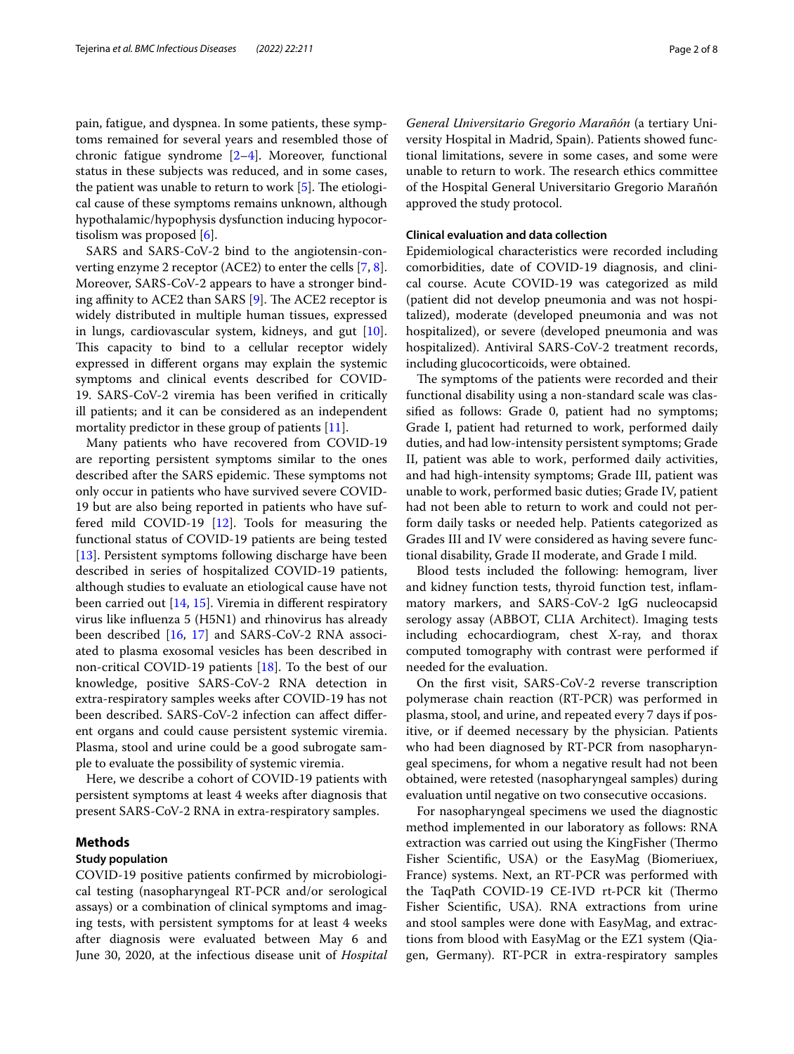pain, fatigue, and dyspnea. In some patients, these symptoms remained for several years and resembled those of chronic fatigue syndrome [2–4]. Moreover, functional status in these subjects was reduced, and in some cases, the patient was unable to return to work [5]. The etiological cause of these symptoms remains unknown, although hypothalamic/hypophysis dysfunction inducing hypocortisolism was proposed [6].

SARS and SARS-CoV-2 bind to the angiotensin-converting enzyme 2 receptor (ACE2) to enter the cells [7, 8]. Moreover, SARS-CoV-2 appears to have a stronger binding affinity to ACE2 than SARS [9]. The ACE2 receptor is widely distributed in multiple human tissues, expressed in lungs, cardiovascular system, kidneys, and gut [10]. This capacity to bind to a cellular receptor widely expressed in different organs may explain the systemic symptoms and clinical events described for COVID-19. SARS-CoV-2 viremia has been verified in critically ill patients; and it can be considered as an independent mortality predictor in these group of patients [11].

Many patients who have recovered from COVID-19 are reporting persistent symptoms similar to the ones described after the SARS epidemic. These symptoms not only occur in patients who have survived severe COVID-19 but are also being reported in patients who have suffered mild COVID-19 [12]. Tools for measuring the functional status of COVID-19 patients are being tested [13]. Persistent symptoms following discharge have been described in series of hospitalized COVID-19 patients, although studies to evaluate an etiological cause have not been carried out [14, 15]. Viremia in different respiratory virus like influenza 5 (H5N1) and rhinovirus has already been described [16, 17] and SARS-CoV-2 RNA associated to plasma exosomal vesicles has been described in non-critical COVID-19 patients [18]. To the best of our knowledge, positive SARS-CoV-2 RNA detection in extra-respiratory samples weeks after COVID-19 has not been described. SARS-CoV-2 infection can affect different organs and could cause persistent systemic viremia. Plasma, stool and urine could be a good subrogate sample to evaluate the possibility of systemic viremia.

Here, we describe a cohort of COVID-19 patients with persistent symptoms at least 4 weeks after diagnosis that present SARS-CoV-2 RNA in extra-respiratory samples.

## Methods

### Study population

COVID-19 positive patients confirmed by microbiological testing (nasopharyngeal RT-PCR and/or serological assays) or a combination of clinical symptoms and imaging tests, with persistent symptoms for at least 4 weeks after diagnosis were evaluated between May 6 and June 30, 2020, at the infectious disease unit of *Hospital General Universitario Gregorio Marañón* (a tertiary University Hospital in Madrid, Spain). Patients showed functional limitations, severe in some cases, and some were unable to return to work. The research ethics committee of the Hospital General Universitario Gregorio Marañón approved the study protocol.

### Clinical evaluation and data collection

Epidemiological characteristics were recorded including comorbidities, date of COVID-19 diagnosis, and clinical course. Acute COVID-19 was categorized as mild (patient did not develop pneumonia and was not hospitalized), moderate (developed pneumonia and was not hospitalized), or severe (developed pneumonia and was hospitalized). Antiviral SARS-CoV-2 treatment records, including glucocorticoids, were obtained.

The symptoms of the patients were recorded and their functional disability using a non-standard scale was classified as follows: Grade 0, patient had no symptoms; Grade I, patient had returned to work, performed daily duties, and had low-intensity persistent symptoms; Grade II, patient was able to work, performed daily activities, and had high-intensity symptoms; Grade III, patient was unable to work, performed basic duties; Grade IV, patient had not been able to return to work and could not perform daily tasks or needed help. Patients categorized as Grades III and IV were considered as having severe functional disability, Grade II moderate, and Grade I mild.

Blood tests included the following: hemogram, liver and kidney function tests, thyroid function test, inflammatory markers, and SARS-CoV-2 IgG nucleocapsid serology assay (ABBOT, CLIA Architect). Imaging tests including echocardiogram, chest X-ray, and thorax computed tomography with contrast were performed if needed for the evaluation.

On the first visit, SARS-CoV-2 reverse transcription polymerase chain reaction (RT-PCR) was performed in plasma, stool, and urine, and repeated every 7 days if positive, or if deemed necessary by the physician. Patients who had been diagnosed by RT-PCR from nasopharyngeal specimens, for whom a negative result had not been obtained, were retested (nasopharyngeal samples) during evaluation until negative on two consecutive occasions.

For nasopharyngeal specimens we used the diagnostic method implemented in our laboratory as follows: RNA extraction was carried out using the KingFisher (Thermo Fisher Scientific, USA) or the EasyMag (Biomeriuex, France) systems. Next, an RT-PCR was performed with the TaqPath COVID-19 CE-IVD rt-PCR kit (Thermo Fisher Scientific, USA). RNA extractions from urine and stool samples were done with EasyMag, and extractions from blood with EasyMag or the EZ1 system (Qiagen, Germany). RT-PCR in extra-respiratory samples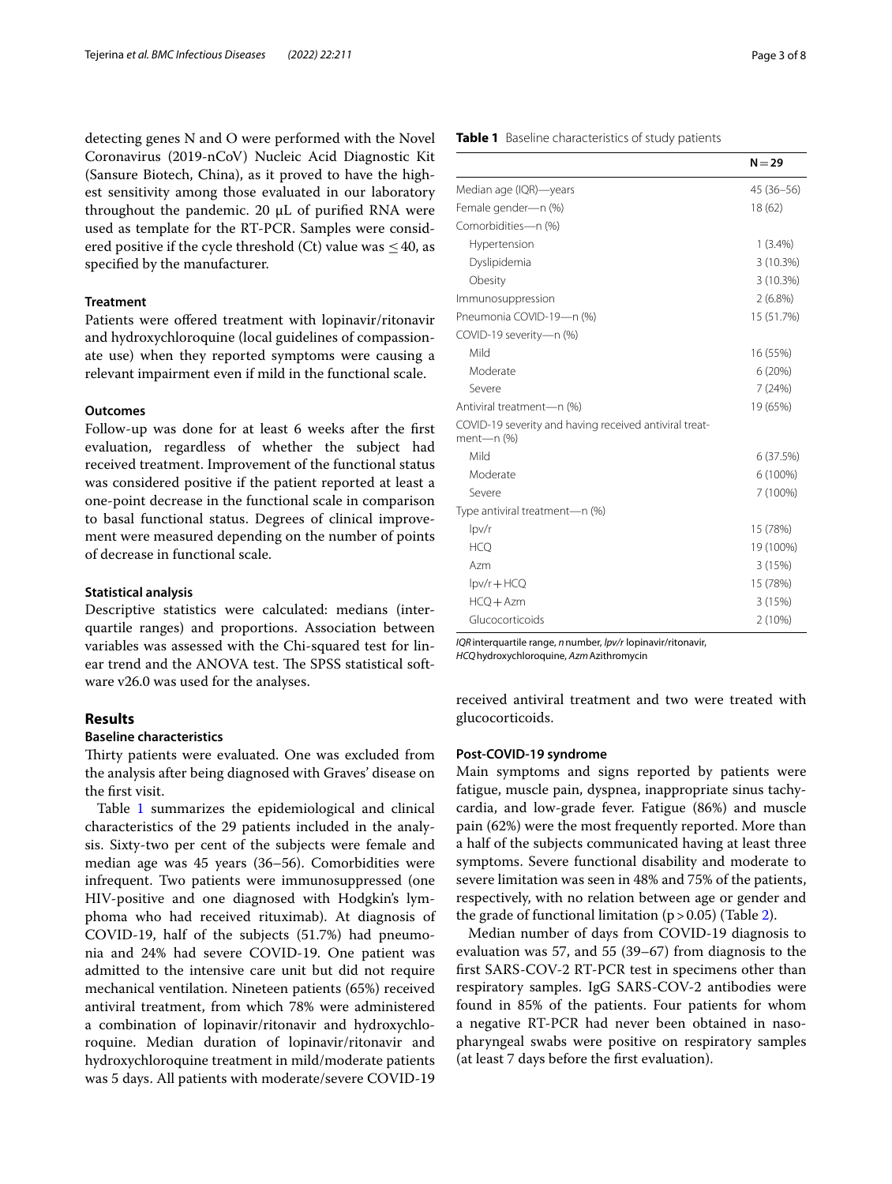detecting genes N and O were performed with the Novel Coronavirus (2019-nCoV) Nucleic Acid Diagnostic Kit (Sansure Biotech, China), as it proved to have the highest sensitivity among those evaluated in our laboratory throughout the pandemic. 20 µL of purified RNA were used as template for the RT-PCR. Samples were considered positive if the cycle threshold (Ct) value was ≤ 40, as specified by the manufacturer.

### Treatment

Patients were offered treatment with lopinavir/ritonavir and hydroxychloroquine (local guidelines of compassionate use) when they reported symptoms were causing a relevant impairment even if mild in the functional scale.

### Outcomes

Follow-up was done for at least 6 weeks after the first evaluation, regardless of whether the subject had received treatment. Improvement of the functional status was considered positive if the patient reported at least a one-point decrease in the functional scale in comparison to basal functional status. Degrees of clinical improvement were measured depending on the number of points of decrease in functional scale.

### Statistical analysis

Descriptive statistics were calculated: medians (interquartile ranges) and proportions. Association between variables was assessed with the Chi-squared test for linear trend and the ANOVA test. The SPSS statistical software v26.0 was used for the analyses.

## Results

### Baseline characteristics

Thirty patients were evaluated. One was excluded from the analysis after being diagnosed with Graves' disease on the first visit.

Table 1 summarizes the epidemiological and clinical characteristics of the 29 patients included in the analysis. Sixty-two per cent of the subjects were female and median age was 45 years (36–56). Comorbidities were infrequent. Two patients were immunosuppressed (one HIV-positive and one diagnosed with Hodgkin's lymphoma who had received rituximab). At diagnosis of COVID-19, half of the subjects (51.7%) had pneumonia and 24% had severe COVID-19. One patient was admitted to the intensive care unit but did not require mechanical ventilation. Nineteen patients (65%) received antiviral treatment, from which 78% were administered a combination of lopinavir/ritonavir and hydroxychloroquine. Median duration of lopinavir/ritonavir and hydroxychloroquine treatment in mild/moderate patients was 5 days. All patients with moderate/severe COVID-19 received antiviral treatment and two were treated with glucocorticoids.

**Table 1** Baseline characteristics of study patients

| | **N = 29** |
|---|---|
| Median age (IQR)—years | 45 (36–56) |
| Female gender—n (%) | 18 (62) |
| Comorbidities—n (%) | |
| Hypertension | 1 (3.4%) |
| Dyslipidemia | 3 (10.3%) |
| Obesity | 3 (10.3%) |
| Immunosuppression | 2 (6.8%) |
| Pneumonia COVID-19—n (%) | 15 (51.7%) |
| COVID-19 severity—n (%) | |
| Mild | 16 (55%) |
| Moderate | 6 (20%) |
| Severe | 7 (24%) |
| Antiviral treatment—n (%) | 19 (65%) |
| COVID-19 severity and having received antiviral treatment—n (%) | |
| Mild | 6 (37.5%) |
| Moderate | 6 (100%) |
| Severe | 7 (100%) |
| Type antiviral treatment—n (%) | |
| lpv/r | 15 (78%) |
| HCQ | 19 (100%) |
| Azm | 3 (15%) |
| lpv/r + HCQ | 15 (78%) |
| HCQ + Azm | 3 (15%) |
| Glucocorticoids | 2 (10%) |

*IQR* interquartile range, *n* number, *lpv/r* lopinavir/ritonavir, *HCQ* hydroxychloroquine, *Azm* Azithromycin

### Post-COVID-19 syndrome

Main symptoms and signs reported by patients were fatigue, muscle pain, dyspnea, inappropriate sinus tachycardia, and low-grade fever. Fatigue (86%) and muscle pain (62%) were the most frequently reported. More than a half of the subjects communicated having at least three symptoms. Severe functional disability and moderate to severe limitation was seen in 48% and 75% of the patients, respectively, with no relation between age or gender and the grade of functional limitation ($p > 0.05$) (Table 2).

Median number of days from COVID-19 diagnosis to evaluation was 57, and 55 (39–67) from diagnosis to the first SARS-COV-2 RT-PCR test in specimens other than respiratory samples. IgG SARS-COV-2 antibodies were found in 85% of the patients. Four patients for whom a negative RT-PCR had never been obtained in nasopharyngeal swabs were positive on respiratory samples (at least 7 days before the first evaluation).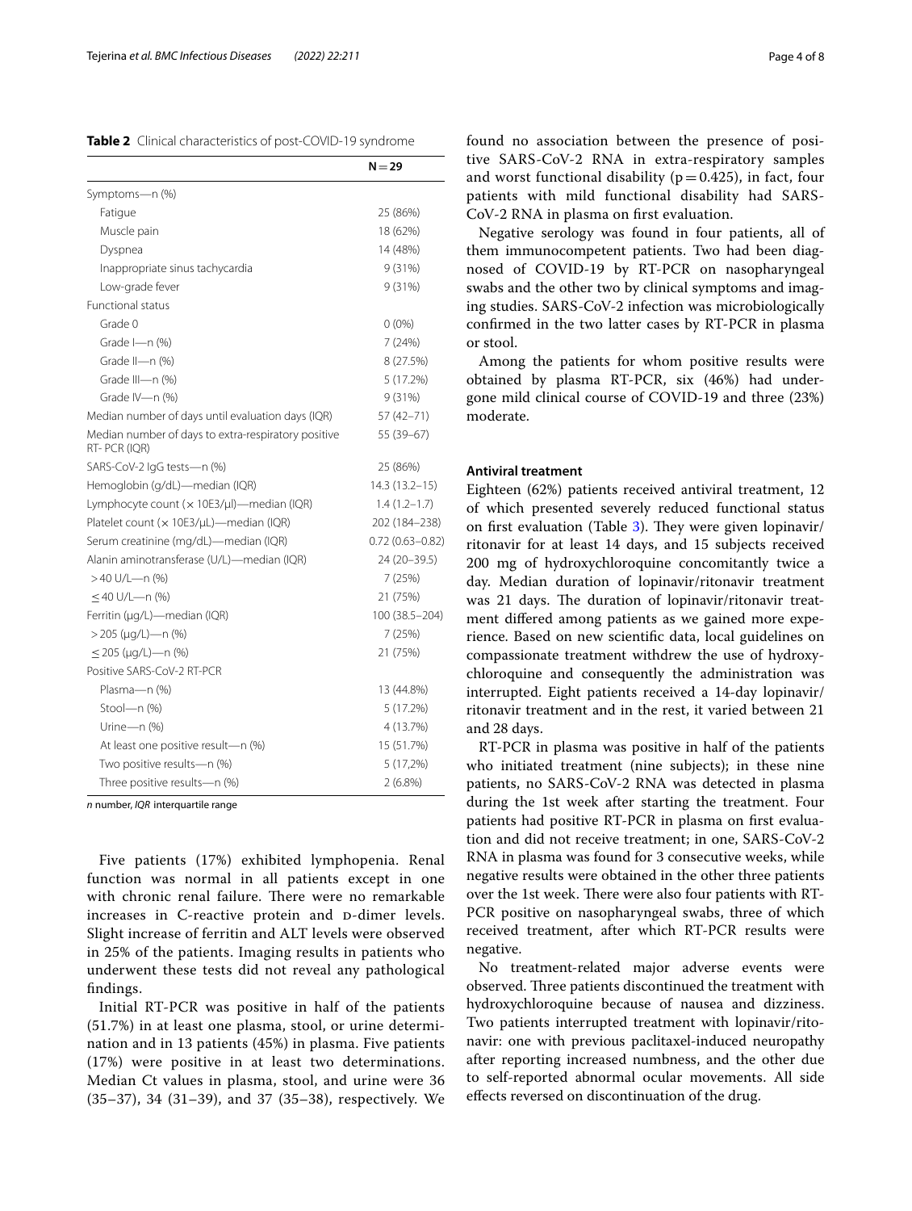**Table 2** Clinical characteristics of post-COVID-19 syndrome

| | N = 29 |
|---|---|
| Symptoms—n (%) | |
| Fatigue | 25 (86%) |
| Muscle pain | 18 (62%) |
| Dyspnea | 14 (48%) |
| Inappropriate sinus tachycardia | 9 (31%) |
| Low-grade fever | 9 (31%) |
| Functional status | |
| Grade 0 | 0 (0%) |
| Grade I—n (%) | 7 (24%) |
| Grade II—n (%) | 8 (27.5%) |
| Grade III—n (%) | 5 (17.2%) |
| Grade IV—n (%) | 9 (31%) |
| Median number of days until evaluation days (IQR) | 57 (42–71) |
| Median number of days to extra-respiratory positive RT- PCR (IQR) | 55 (39–67) |
| SARS-CoV-2 IgG tests—n (%) | 25 (86%) |
| Hemoglobin (g/dL)—median (IQR) | 14.3 (13.2–15) |
| Lymphocyte count (× 10E3/µl)—median (IQR) | 1.4 (1.2–1.7) |
| Platelet count (× 10E3/µL)—median (IQR) | 202 (184–238) |
| Serum creatinine (mg/dL)—median (IQR) | 0.72 (0.63–0.82) |
| Alanin aminotransferase (U/L)—median (IQR) | 24 (20–39.5) |
| > 40 U/L—n (%) | 7 (25%) |
| ≤ 40 U/L—n (%) | 21 (75%) |
| Ferritin (µg/L)—median (IQR) | 100 (38.5–204) |
| > 205 (µg/L)—n (%) | 7 (25%) |
| ≤ 205 (µg/L)—n (%) | 21 (75%) |
| Positive SARS-CoV-2 RT-PCR | |
| Plasma—n (%) | 13 (44.8%) |
| Stool—n (%) | 5 (17.2%) |
| Urine—n (%) | 4 (13.7%) |
| At least one positive result—n (%) | 15 (51.7%) |
| Two positive results—n (%) | 5 (17,2%) |
| Three positive results—n (%) | 2 (6.8%) |

*n* number, *IQR* interquartile range

Five patients (17%) exhibited lymphopenia. Renal function was normal in all patients except in one with chronic renal failure. There were no remarkable increases in C-reactive protein and D-dimer levels. Slight increase of ferritin and ALT levels were observed in 25% of the patients. Imaging results in patients who underwent these tests did not reveal any pathological findings.

Initial RT-PCR was positive in half of the patients (51.7%) in at least one plasma, stool, or urine determination and in 13 patients (45%) in plasma. Five patients (17%) were positive in at least two determinations. Median Ct values in plasma, stool, and urine were 36 (35–37), 34 (31–39), and 37 (35–38), respectively. We found no association between the presence of positive SARS-CoV-2 RNA in extra-respiratory samples and worst functional disability ($p = 0.425$), in fact, four patients with mild functional disability had SARS-CoV-2 RNA in plasma on first evaluation.

Negative serology was found in four patients, all of them immunocompetent patients. Two had been diagnosed of COVID-19 by RT-PCR on nasopharyngeal swabs and the other two by clinical symptoms and imaging studies. SARS-CoV-2 infection was microbiologically confirmed in the two latter cases by RT-PCR in plasma or stool.

Among the patients for whom positive results were obtained by plasma RT-PCR, six (46%) had undergone mild clinical course of COVID-19 and three (23%) moderate.

### Antiviral treatment

Eighteen (62%) patients received antiviral treatment, 12 of which presented severely reduced functional status on first evaluation (Table 3). They were given lopinavir/ritonavir for at least 14 days, and 15 subjects received 200 mg of hydroxychloroquine concomitantly twice a day. Median duration of lopinavir/ritonavir treatment was 21 days. The duration of lopinavir/ritonavir treatment differed among patients as we gained more experience. Based on new scientific data, local guidelines on compassionate treatment withdrew the use of hydroxychloroquine and consequently the administration was interrupted. Eight patients received a 14-day lopinavir/ritonavir treatment and in the rest, it varied between 21 and 28 days.

RT-PCR in plasma was positive in half of the patients who initiated treatment (nine subjects); in these nine patients, no SARS-CoV-2 RNA was detected in plasma during the 1st week after starting the treatment. Four patients had positive RT-PCR in plasma on first evaluation and did not receive treatment; in one, SARS-CoV-2 RNA in plasma was found for 3 consecutive weeks, while negative results were obtained in the other three patients over the 1st week. There were also four patients with RT-PCR positive on nasopharyngeal swabs, three of which received treatment, after which RT-PCR results were negative.

No treatment-related major adverse events were observed. Three patients discontinued the treatment with hydroxychloroquine because of nausea and dizziness. Two patients interrupted treatment with lopinavir/ritonavir: one with previous paclitaxel-induced neuropathy after reporting increased numbness, and the other due to self-reported abnormal ocular movements. All side effects reversed on discontinuation of the drug.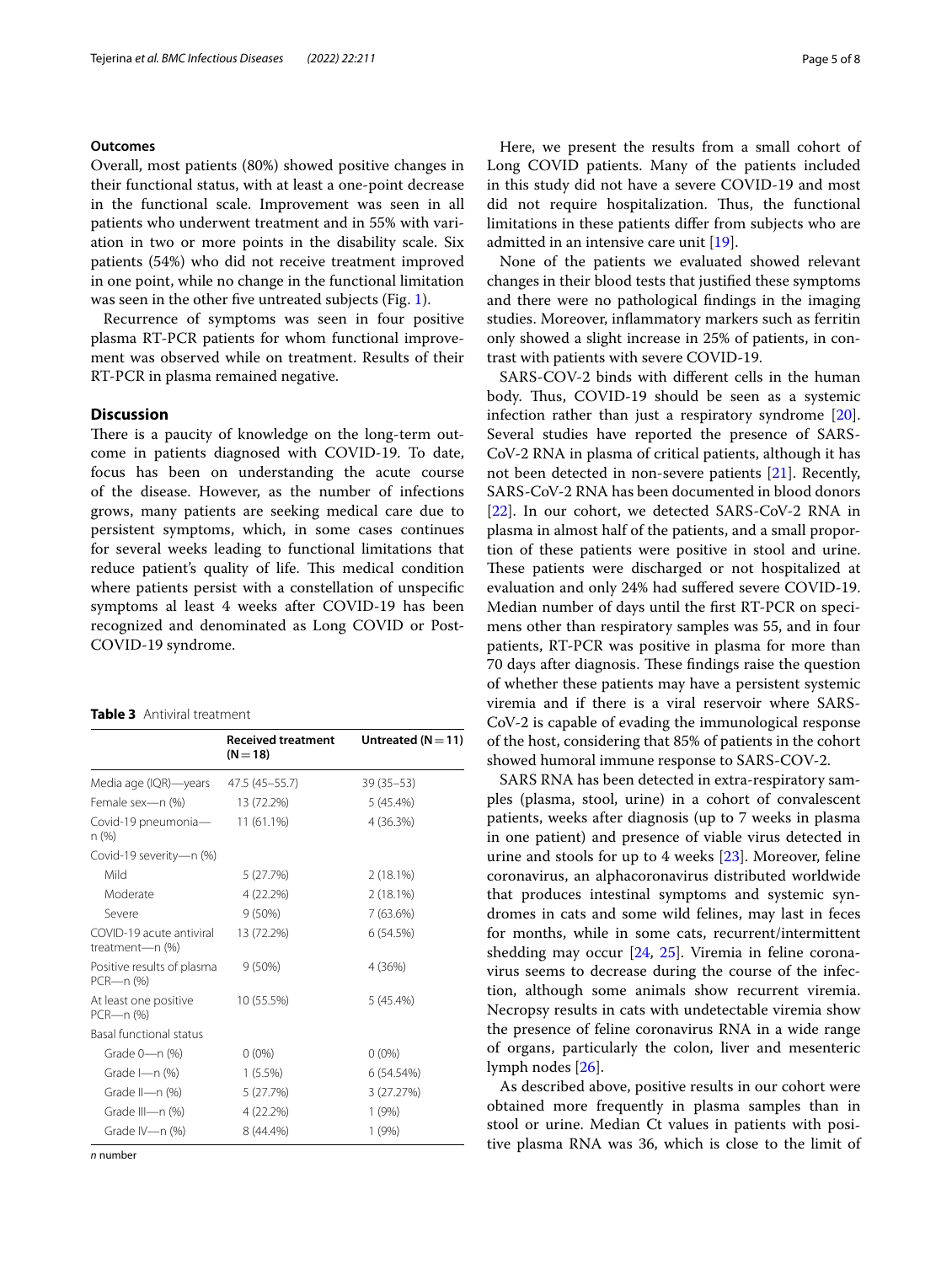### Outcomes

Overall, most patients (80%) showed positive changes in their functional status, with at least a one-point decrease in the functional scale. Improvement was seen in all patients who underwent treatment and in 55% with variation in two or more points in the disability scale. Six patients (54%) who did not receive treatment improved in one point, while no change in the functional limitation was seen in the other five untreated subjects (Fig. 1).

Recurrence of symptoms was seen in four positive plasma RT-PCR patients for whom functional improvement was observed while on treatment. Results of their RT-PCR in plasma remained negative.

## Discussion

There is a paucity of knowledge on the long-term outcome in patients diagnosed with COVID-19. To date, focus has been on understanding the acute course of the disease. However, as the number of infections grows, many patients are seeking medical care due to persistent symptoms, which, in some cases continues for several weeks leading to functional limitations that reduce patient's quality of life. This medical condition where patients persist with a constellation of unspecific symptoms al least 4 weeks after COVID-19 has been recognized and denominated as Long COVID or Post-COVID-19 syndrome.

**Table 3** Antiviral treatment

| | Received treatment (N = 18) | Untreated (N = 11) |
|---|---|---|
| Media age (IQR)—years | 47.5 (45–55.7) | 39 (35–53) |
| Female sex—n (%) | 13 (72.2%) | 5 (45.4%) |
| Covid-19 pneumonia—n (%) | 11 (61.1%) | 4 (36.3%) |
| Covid-19 severity—n (%) | | |
| Mild | 5 (27.7%) | 2 (18.1%) |
| Moderate | 4 (22.2%) | 2 (18.1%) |
| Severe | 9 (50%) | 7 (63.6%) |
| COVID-19 acute antiviral treatment—n (%) | 13 (72.2%) | 6 (54.5%) |
| Positive results of plasma PCR—n (%) | 9 (50%) | 4 (36%) |
| At least one positive PCR—n (%) | 10 (55.5%) | 5 (45.4%) |
| Basal functional status | | |
| Grade 0—n (%) | 0 (0%) | 0 (0%) |
| Grade I—n (%) | 1 (5.5%) | 6 (54.54%) |
| Grade II—n (%) | 5 (27.7%) | 3 (27.27%) |
| Grade III—n (%) | 4 (22.2%) | 1 (9%) |
| Grade IV—n (%) | 8 (44.4%) | 1 (9%) |

*n* number

Here, we present the results from a small cohort of Long COVID patients. Many of the patients included in this study did not have a severe COVID-19 and most did not require hospitalization. Thus, the functional limitations in these patients differ from subjects who are admitted in an intensive care unit [19].

None of the patients we evaluated showed relevant changes in their blood tests that justified these symptoms and there were no pathological findings in the imaging studies. Moreover, inflammatory markers such as ferritin only showed a slight increase in 25% of patients, in contrast with patients with severe COVID-19.

SARS-COV-2 binds with different cells in the human body. Thus, COVID-19 should be seen as a systemic infection rather than just a respiratory syndrome [20]. Several studies have reported the presence of SARS-CoV-2 RNA in plasma of critical patients, although it has not been detected in non-severe patients [21]. Recently, SARS-CoV-2 RNA has been documented in blood donors [22]. In our cohort, we detected SARS-CoV-2 RNA in plasma in almost half of the patients, and a small proportion of these patients were positive in stool and urine. These patients were discharged or not hospitalized at evaluation and only 24% had suffered severe COVID-19. Median number of days until the first RT-PCR on specimens other than respiratory samples was 55, and in four patients, RT-PCR was positive in plasma for more than 70 days after diagnosis. These findings raise the question of whether these patients may have a persistent systemic viremia and if there is a viral reservoir where SARS-CoV-2 is capable of evading the immunological response of the host, considering that 85% of patients in the cohort showed humoral immune response to SARS-COV-2.

SARS RNA has been detected in extra-respiratory samples (plasma, stool, urine) in a cohort of convalescent patients, weeks after diagnosis (up to 7 weeks in plasma in one patient) and presence of viable virus detected in urine and stools for up to 4 weeks [23]. Moreover, feline coronavirus, an alphacoronavirus distributed worldwide that produces intestinal symptoms and systemic syndromes in cats and some wild felines, may last in feces for months, while in some cats, recurrent/intermittent shedding may occur [24, 25]. Viremia in feline coronavirus seems to decrease during the course of the infection, although some animals show recurrent viremia. Necropsy results in cats with undetectable viremia show the presence of feline coronavirus RNA in a wide range of organs, particularly the colon, liver and mesenteric lymph nodes [26].

As described above, positive results in our cohort were obtained more frequently in plasma samples than in stool or urine. Median Ct values in patients with positive plasma RNA was 36, which is close to the limit of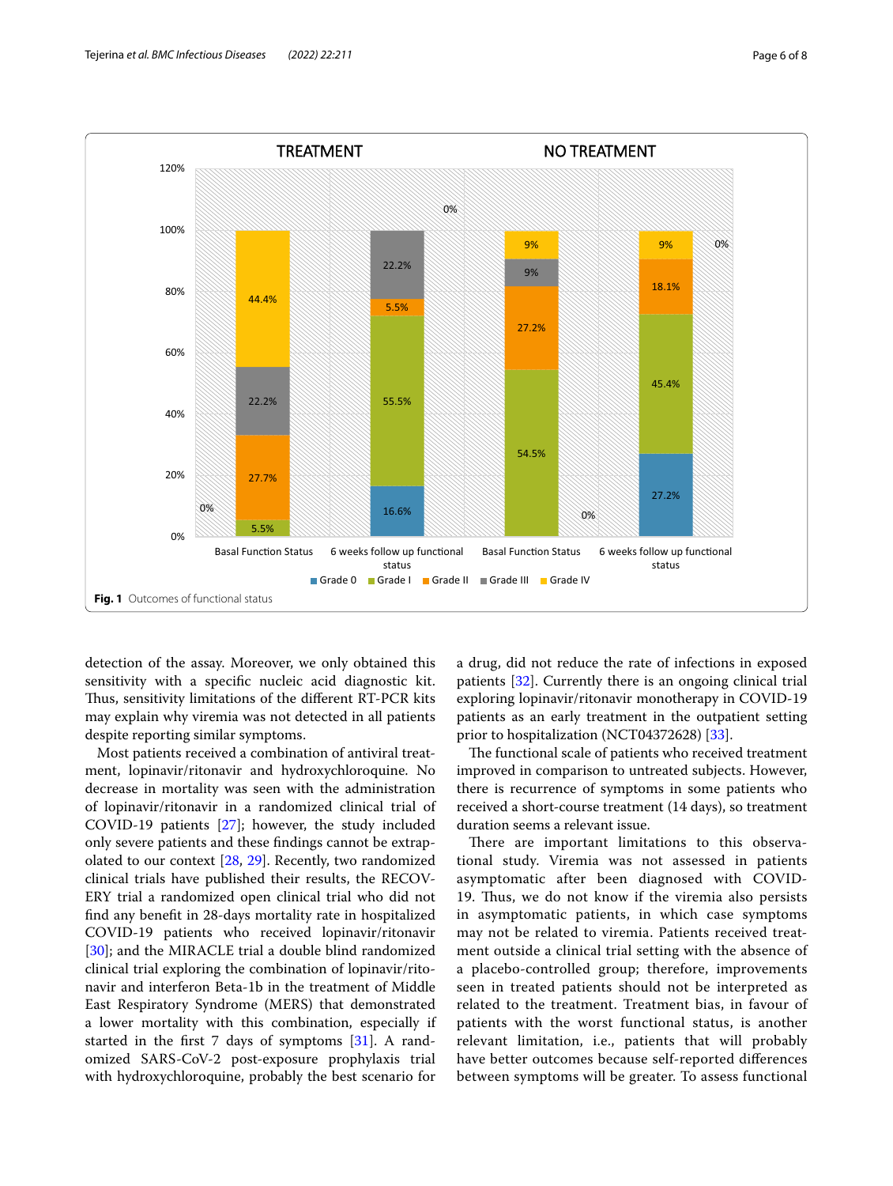Fig. 1 Outcomes of functional status

detection of the assay. Moreover, we only obtained this sensitivity with a specific nucleic acid diagnostic kit. Thus, sensitivity limitations of the different RT-PCR kits may explain why viremia was not detected in all patients despite reporting similar symptoms.

Most patients received a combination of antiviral treatment, lopinavir/ritonavir and hydroxychloroquine. No decrease in mortality was seen with the administration of lopinavir/ritonavir in a randomized clinical trial of COVID-19 patients [27]; however, the study included only severe patients and these findings cannot be extrapolated to our context [28, 29]. Recently, two randomized clinical trials have published their results, the RECOVERY trial a randomized open clinical trial who did not find any benefit in 28-days mortality rate in hospitalized COVID-19 patients who received lopinavir/ritonavir [30]; and the MIRACLE trial a double blind randomized clinical trial exploring the combination of lopinavir/ritonavir and interferon Beta-1b in the treatment of Middle East Respiratory Syndrome (MERS) that demonstrated a lower mortality with this combination, especially if started in the first 7 days of symptoms [31]. A randomized SARS-CoV-2 post-exposure prophylaxis trial with hydroxychloroquine, probably the best scenario for a drug, did not reduce the rate of infections in exposed patients [32]. Currently there is an ongoing clinical trial exploring lopinavir/ritonavir monotherapy in COVID-19 patients as an early treatment in the outpatient setting prior to hospitalization (NCT04372628) [33].

The functional scale of patients who received treatment improved in comparison to untreated subjects. However, there is recurrence of symptoms in some patients who received a short-course treatment (14 days), so treatment duration seems a relevant issue.

There are important limitations to this observational study. Viremia was not assessed in patients asymptomatic after been diagnosed with COVID-19. Thus, we do not know if the viremia also persists in asymptomatic patients, in which case symptoms may not be related to viremia. Patients received treatment outside a clinical trial setting with the absence of a placebo-controlled group; therefore, improvements seen in treated patients should not be interpreted as related to the treatment. Treatment bias, in favour of patients with the worst functional status, is another relevant limitation, i.e., patients that will probably have better outcomes because self-reported differences between symptoms will be greater. To assess functional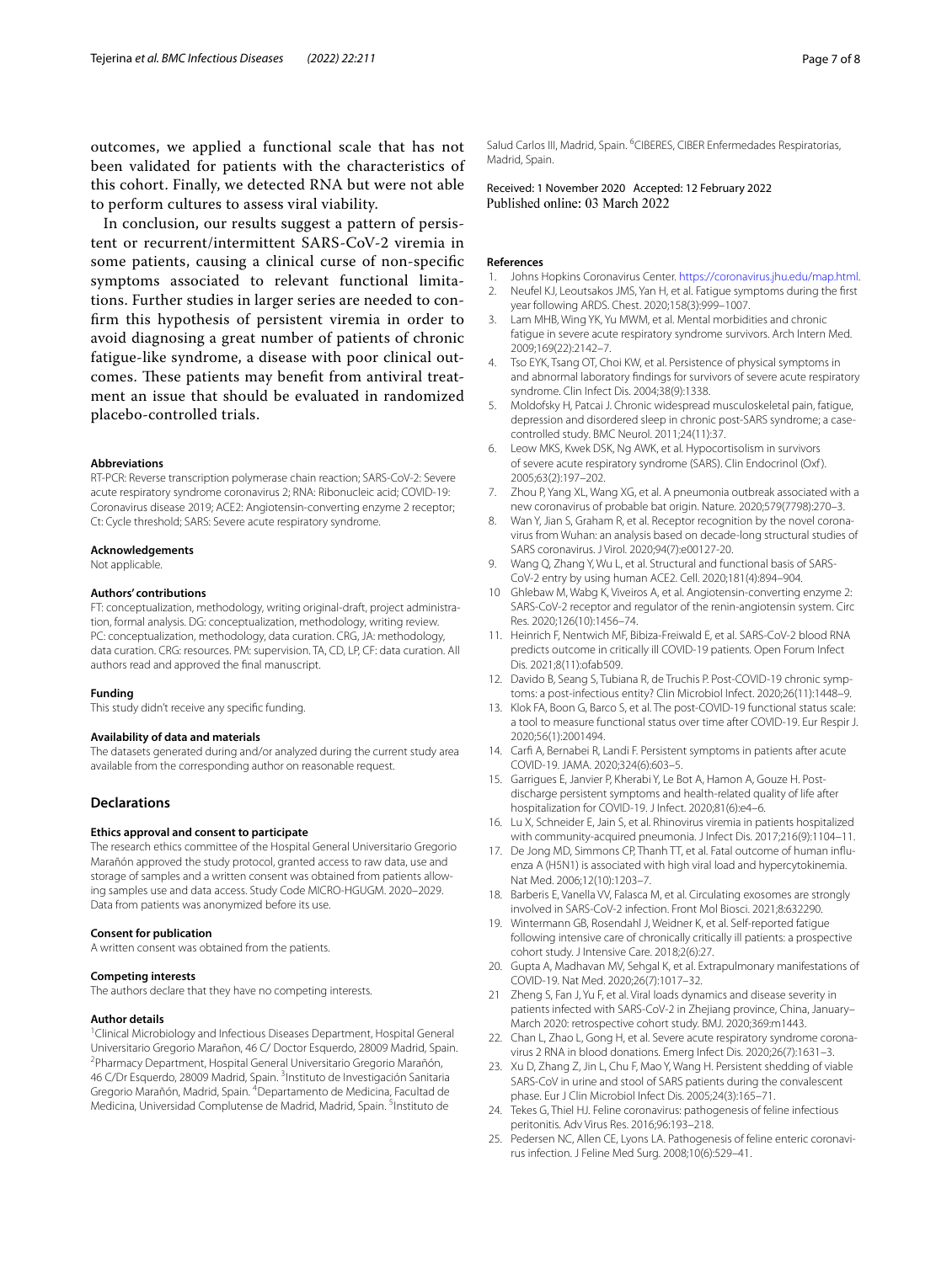outcomes, we applied a functional scale that has not been validated for patients with the characteristics of this cohort. Finally, we detected RNA but were not able to perform cultures to assess viral viability.

In conclusion, our results suggest a pattern of persistent or recurrent/intermittent SARS-CoV-2 viremia in some patients, causing a clinical curse of non-specific symptoms associated to relevant functional limitations. Further studies in larger series are needed to confirm this hypothesis of persistent viremia in order to avoid diagnosing a great number of patients of chronic fatigue-like syndrome, a disease with poor clinical outcomes. These patients may benefit from antiviral treatment an issue that should be evaluated in randomized placebo-controlled trials.

#### Abbreviations

RT-PCR: Reverse transcription polymerase chain reaction; SARS-CoV-2: Severe acute respiratory syndrome coronavirus 2; RNA: Ribonucleic acid; COVID-19: Coronavirus disease 2019; ACE2: Angiotensin-converting enzyme 2 receptor; Ct: Cycle threshold; SARS: Severe acute respiratory syndrome.

#### Acknowledgements

Not applicable.

#### Authors' contributions

FT: conceptualization, methodology, writing original-draft, project administration, formal analysis. DG: conceptualization, methodology, writing review. PC: conceptualization, methodology, data curation. CRG, JA: methodology, data curation. CRG: resources. PM: supervision. TA, CD, LP, CF: data curation. All authors read and approved the final manuscript.

#### Funding

This study didn't receive any specific funding.

#### Availability of data and materials

The datasets generated during and/or analyzed during the current study area available from the corresponding author on reasonable request.

## Declarations

#### Ethics approval and consent to participate

The research ethics committee of the Hospital General Universitario Gregorio Marañón approved the study protocol, granted access to raw data, use and storage of samples and a written consent was obtained from patients allowing samples use and data access. Study Code MICRO-HGUGM. 2020–2029. Data from patients was anonymized before its use.

#### Consent for publication

A written consent was obtained from the patients.

#### Competing interests

The authors declare that they have no competing interests.

#### Author details

[1]Clinical Microbiology and Infectious Diseases Department, Hospital General Universitario Gregorio Marañon, 46 C/ Doctor Esquerdo, 28009 Madrid, Spain. [2]Pharmacy Department, Hospital General Universitario Gregorio Marañón, 46 C/Dr Esquerdo, 28009 Madrid, Spain. [3]Instituto de Investigación Sanitaria Gregorio Marañón, Madrid, Spain. [4]Departamento de Medicina, Facultad de Medicina, Universidad Complutense de Madrid, Madrid, Spain. [5]Instituto de Salud Carlos III, Madrid, Spain. [6]CIBERES, CIBER Enfermedades Respiratorias, Madrid, Spain.

Received: 1 November 2020 Accepted: 12 February 2022
Published online: 03 March 2022

#### References

1. Johns Hopkins Coronavirus Center. https://coronavirus.jhu.edu/map.html.
2. Neufel KJ, Leoutsakos JMS, Yan H, et al. Fatigue symptoms during the first year following ARDS. Chest. 2020;158(3):999–1007.
3. Lam MHB, Wing YK, Yu MWM, et al. Mental morbidities and chronic fatigue in severe acute respiratory syndrome survivors. Arch Intern Med. 2009;169(22):2142–7.
4. Tso EYK, Tsang OT, Choi KW, et al. Persistence of physical symptoms in and abnormal laboratory findings for survivors of severe acute respiratory syndrome. Clin Infect Dis. 2004;38(9):1338.
5. Moldofsky H, Patcai J. Chronic widespread musculoskeletal pain, fatigue, depression and disordered sleep in chronic post-SARS syndrome; a case-controlled study. BMC Neurol. 2011;24(11):37.
6. Leow MKS, Kwek DSK, Ng AWK, et al. Hypocortisolism in survivors of severe acute respiratory syndrome (SARS). Clin Endocrinol (Oxf). 2005;63(2):197–202.
7. Zhou P, Yang XL, Wang XG, et al. A pneumonia outbreak associated with a new coronavirus of probable bat origin. Nature. 2020;579(7798):270–3.
8. Wan Y, Jian S, Graham R, et al. Receptor recognition by the novel coronavirus from Wuhan: an analysis based on decade-long structural studies of SARS coronavirus. J Virol. 2020;94(7):e00127-20.
9. Wang Q, Zhang Y, Wu L, et al. Structural and functional basis of SARS-CoV-2 entry by using human ACE2. Cell. 2020;181(4):894–904.
10. Ghlebaw M, Wabg K, Viveiros A, et al. Angiotensin-converting enzyme 2: SARS-CoV-2 receptor and regulator of the renin-angiotensin system. Circ Res. 2020;126(10):1456–74.
11. Heinrich F, Nentwich MF, Bibiza-Freiwald E, et al. SARS-CoV-2 blood RNA predicts outcome in critically ill COVID-19 patients. Open Forum Infect Dis. 2021;8(11):ofab509.
12. Davido B, Seang S, Tubiana R, de Truchis P. Post-COVID-19 chronic symptoms: a post-infectious entity? Clin Microbiol Infect. 2020;26(11):1448–9.
13. Klok FA, Boon G, Barco S, et al. The post-COVID-19 functional status scale: a tool to measure functional status over time after COVID-19. Eur Respir J. 2020;56(1):2001494.
14. Carfi A, Bernabei R, Landi F. Persistent symptoms in patients after acute COVID-19. JAMA. 2020;324(6):603–5.
15. Garrigues E, Janvier P, Kherabi Y, Le Bot A, Hamon A, Gouze H. Post-discharge persistent symptoms and health-related quality of life after hospitalization for COVID-19. J Infect. 2020;81(6):e4–6.
16. Lu X, Schneider E, Jain S, et al. Rhinovirus viremia in patients hospitalized with community-acquired pneumonia. J Infect Dis. 2017;216(9):1104–11.
17. De Jong MD, Simmons CP, Thanh TT, et al. Fatal outcome of human influenza A (H5N1) is associated with high viral load and hypercytokinemia. Nat Med. 2006;12(10):1203–7.
18. Barberis E, Vanella VV, Falasca M, et al. Circulating exosomes are strongly involved in SARS-CoV-2 infection. Front Mol Biosci. 2021;8:632290.
19. Wintermann GB, Rosendahl J, Weidner K, et al. Self-reported fatigue following intensive care of chronically critically ill patients: a prospective cohort study. J Intensive Care. 2018;2(6):27.
20. Gupta A, Madhavan MV, Sehgal K, et al. Extrapulmonary manifestations of COVID-19. Nat Med. 2020;26(7):1017–32.
21. Zheng S, Fan J, Yu F, et al. Viral loads dynamics and disease severity in patients infected with SARS-CoV-2 in Zhejiang province, China, January–March 2020: retrospective cohort study. BMJ. 2020;369:m1443.
22. Chan L, Zhao L, Gong H, et al. Severe acute respiratory syndrome coronavirus 2 RNA in blood donations. Emerg Infect Dis. 2020;26(7):1631–3.
23. Xu D, Zhang Z, Jin L, Chu F, Mao Y, Wang H. Persistent shedding of viable SARS-CoV in urine and stool of SARS patients during the convalescent phase. Eur J Clin Microbiol Infect Dis. 2005;24(3):165–71.
24. Tekes G, Thiel HJ. Feline coronavirus: pathogenesis of feline infectious peritonitis. Adv Virus Res. 2016;96:193–218.
25. Pedersen NC, Allen CE, Lyons LA. Pathogenesis of feline enteric coronavirus infection. J Feline Med Surg. 2008;10(6):529–41.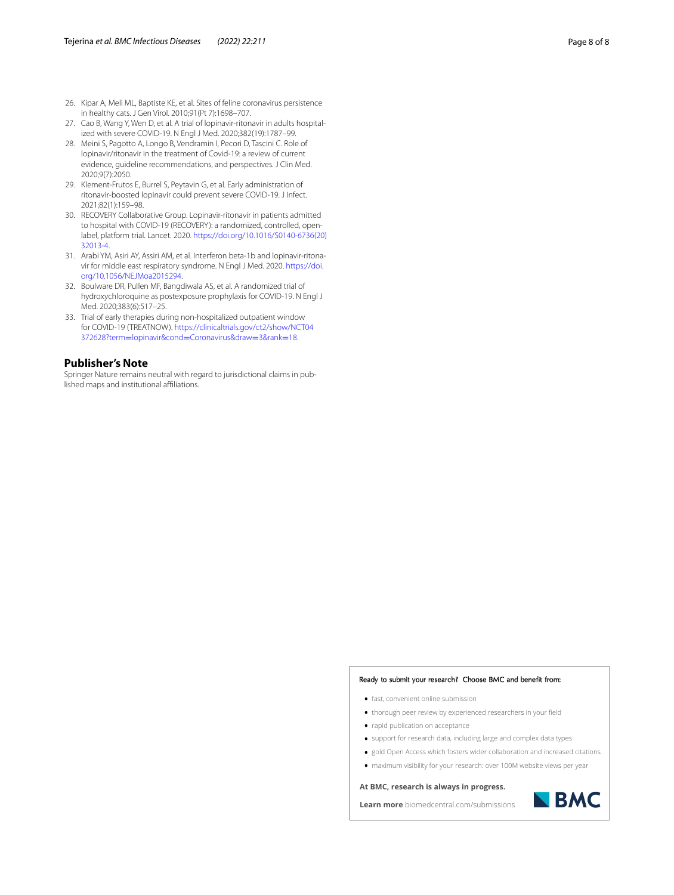26. Kipar A, Meli ML, Baptiste KE, et al. Sites of feline coronavirus persistence in healthy cats. J Gen Virol. 2010;91(Pt 7):1698–707.
27. Cao B, Wang Y, Wen D, et al. A trial of lopinavir-ritonavir in adults hospitalized with severe COVID-19. N Engl J Med. 2020;382(19):1787–99.
28. Meini S, Pagotto A, Longo B, Vendramin I, Pecori D, Tascini C. Role of lopinavir/ritonavir in the treatment of Covid-19: a review of current evidence, guideline recommendations, and perspectives. J Clin Med. 2020;9(7):2050.
29. Klement-Frutos E, Burrel S, Peytavin G, et al. Early administration of ritonavir-boosted lopinavir could prevent severe COVID-19. J Infect. 2021;82(1):159–98.
30. RECOVERY Collaborative Group. Lopinavir-ritonavir in patients admitted to hospital with COVID-19 (RECOVERY): a randomized, controlled, open-label, platform trial. Lancet. 2020. https://doi.org/10.1016/S0140-6736(20)32013-4.
31. Arabi YM, Asiri AY, Assiri AM, et al. Interferon beta-1b and lopinavir-ritonavir for middle east respiratory syndrome. N Engl J Med. 2020. https://doi.org/10.1056/NEJMoa2015294.
32. Boulware DR, Pullen MF, Bangdiwala AS, et al. A randomized trial of hydroxychloroquine as postexposure prophylaxis for COVID-19. N Engl J Med. 2020;383(6):517–25.
33. Trial of early therapies during non-hospitalized outpatient window for COVID-19 (TREATNOW). https://clinicaltrials.gov/ct2/show/NCT04372628?term=lopinavir&cond=Coronavirus&draw=3&rank=18.

## Publisher's Note

Springer Nature remains neutral with regard to jurisdictional claims in published maps and institutional affiliations.

Ready to submit your research? Choose BMC and benefit from:

- fast, convenient online submission
- thorough peer review by experienced researchers in your field
- rapid publication on acceptance
- support for research data, including large and complex data types
- gold Open Access which fosters wider collaboration and increased citations
- maximum visibility for your research: over 100M website views per year

**At BMC, research is always in progress.**

**Learn more** biomedcentral.com/submissions

BMC